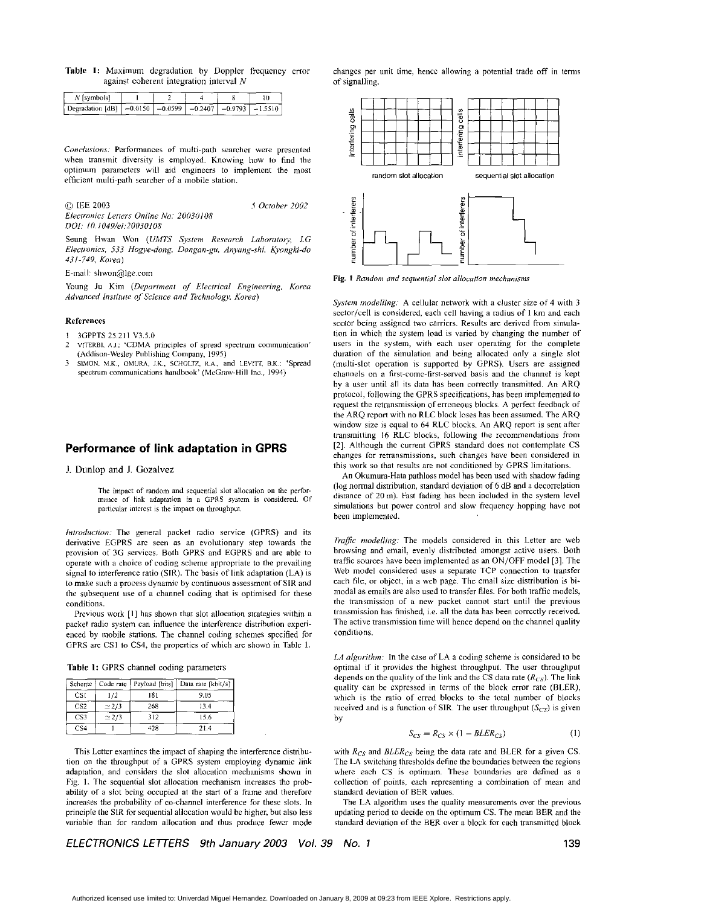**Table 1:** Maximum degradation by Doppler frequency error against coherent integration interval $N$

| $N$ [symbols] | 1 | 2 | 4 | 8 | 10 |
|---|---|---|---|---|---|
| Degradation [dB] | −0.0150 | −0.0599 | −0.2407 | −0.9793 | −1.5510 |

*Conclusions:* Performances of multi-path searcher were presented when transmit diversity is employed. Knowing how to find the optimum parameters will aid engineers to implement the most efficient multi-path searcher of a mobile station.

© IEE 2003 — 5 October 2002

*Electronics Letters Online No: 20030108*
*DOI: 10.1049/el:20030108*

Seung Hwan Won (*UMTS System Research Laboratory, LG Electronics, 533 Hogye-dong, Dongan-gu, Anyang-shi, Kyongki-do 431-749, Korea*)

E-mail: shwon@lge.com

Young Ju Kim (*Department of Electrical Engineering, Korea Advanced Institute of Science and Technology, Korea*)

### References

1. 3GPPTS 25.211 V3.5.0
2. VITERBI, A.J.: 'CDMA principles of spread spectrum communication' (Addison-Wesley Publishing Company, 1995)
3. SIMON, M.K., OMURA, J.K., SCHOLTZ, R.A., and LEVITT, B.K.: 'Spread spectrum communications handbook' (McGraw-Hill Inc., 1994)

## Performance of link adaptation in GPRS

J. Dunlop and J. Gozalvez

> The impact of random and sequential slot allocation on the performance of link adaptation in a GPRS system is considered. Of particular interest is the impact on throughput.

*Introduction:* The general packet radio service (GPRS) and its derivative EGPRS are seen as an evolutionary step towards the provision of 3G services. Both GPRS and EGPRS and are able to operate with a choice of coding scheme appropriate to the prevailing signal to interference ratio (SIR). The basis of link adaptation (LA) is to make such a process dynamic by continuous assessment of SIR and the subsequent use of a channel coding that is optimised for these conditions.

Previous work [1] has shown that slot allocation strategies within a packet radio system can influence the interference distribution experienced by mobile stations. The channel coding schemes specified for GPRS are CS1 to CS4, the properties of which are shown in Table 1.

**Table 1:** GPRS channel coding parameters

| Scheme | Code rate | Payload [bits] | Data rate [kbit/s] |
|---|---|---|---|
| CS1 | 1/2 | 181 | 9.05 |
| CS2 | ≃2/3 | 268 | 13.4 |
| CS3 | ≃2/3 | 312 | 15.6 |
| CS4 | 1 | 428 | 21.4 |

This Letter examines the impact of shaping the interference distribution on the throughput of a GPRS system employing dynamic link adaptation, and considers the slot allocation mechanisms shown in Fig. 1. The sequential slot allocation mechanism increases the probability of a slot being occupied at the start of a frame and therefore increases the probability of co-channel interference for these slots. In principle the SIR for sequential allocation would be higher, but also less variable than for random allocation and thus produce fewer mode changes per unit time, hence allowing a potential trade off in terms of signalling.

**Fig. 1** *Random and sequential slot allocation mechanisms*

*System modelling:* A cellular network with a cluster size of 4 with 3 sector/cell is considered, each cell having a radius of 1 km and each sector being assigned two carriers. Results are derived from simulation in which the system load is varied by changing the number of users in the system, with each user operating for the complete duration of the simulation and being allocated only a single slot (multi-slot operation is supported by GPRS). Users are assigned channels on a first-come-first-served basis and the channel is kept by a user until all its data has been correctly transmitted. An ARQ protocol, following the GPRS specifications, has been implemented to request the retransmission of erroneous blocks. A perfect feedback of the ARQ report with no RLC block loses has been assumed. The ARQ window size is equal to 64 RLC blocks. An ARQ report is sent after transmitting 16 RLC blocks, following the recommendations from [2]. Although the current GPRS standard does not contemplate CS changes for retransmissions, such changes have been considered in this work so that results are not conditioned by GPRS limitations.

An Okumura-Hata pathloss model has been used with shadow fading (log normal distribution, standard deviation of 6 dB and a decorrelation distance of 20 m). Fast fading has been included in the system level simulations but power control and slow frequency hopping have not been implemented.

*Traffic modelling:* The models considered in this Letter are web browsing and email, evenly distributed amongst active users. Both traffic sources have been implemented as an ON/OFF model [3]. The Web model considered uses a separate TCP connection to transfer each file, or object, in a web page. The email size distribution is bimodal as emails are also used to transfer files. For both traffic models, the transmission of a new packet cannot start until the previous transmission has finished, i.e. all the data has been correctly received. The active transmission time will hence depend on the channel quality conditions.

*LA algorithm:* In the case of LA a coding scheme is considered to be optimal if it provides the highest throughput. The user throughput depends on the quality of the link and the CS data rate ($R_{CS}$). The link quality can be expressed in terms of the block error rate (BLER), which is the ratio of erred blocks to the total number of blocks received and is a function of SIR. The user throughput ($S_{CS}$) is given by

$$S_{CS} = R_{CS} \times (1 - BLER_{CS}) \tag{1}$$

with $R_{CS}$ and $BLER_{CS}$ being the data rate and BLER for a given CS. The LA switching thresholds define the boundaries between the regions where each CS is optimum. These boundaries are defined as a collection of points, each representing a combination of mean and standard deviation of BER values.

The LA algorithm uses the quality measurements over the previous updating period to decide on the optimum CS. The mean BER and the standard deviation of the BER over a block for each transmitted block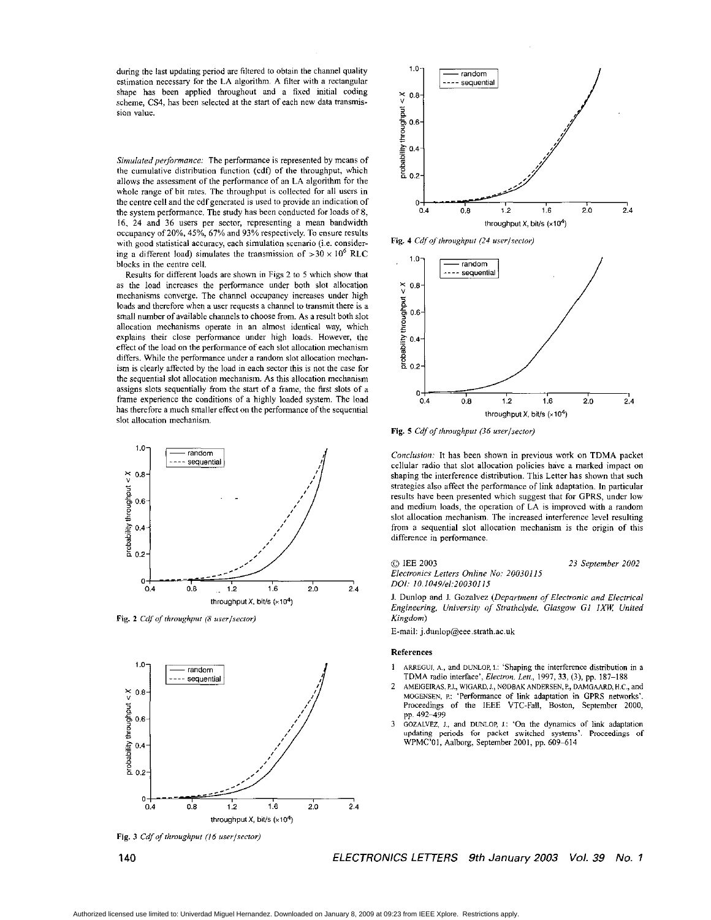during the last updating period are filtered to obtain the channel quality estimation necessary for the LA algorithm. A filter with a rectangular shape has been applied throughout and a fixed initial coding scheme, CS4, has been selected at the start of each new data transmission value.

*Simulated performance:* The performance is represented by means of the cumulative distribution function (cdf) of the throughput, which allows the assessment of the performance of an LA algorithm for the whole range of bit rates. The throughput is collected for all users in the centre cell and the cdf generated is used to provide an indication of the system performance. The study has been conducted for loads of 8, 16, 24 and 36 users per sector, representing a mean bandwidth occupancy of 20%, 45%, 67% and 93% respectively. To ensure results with good statistical accuracy, each simulation scenario (i.e. considering a different load) simulates the transmission of $>30 \times 10^6$ RLC blocks in the centre cell.

Results for different loads are shown in Figs 2 to 5 which show that as the load increases the performance under both slot allocation mechanisms converge. The channel occupancy increases under high loads and therefore when a user requests a channel to transmit there is a small number of available channels to choose from. As a result both slot allocation mechanisms operate in an almost identical way, which explains their close performance under high loads. However, the effect of the load on the performance of each slot allocation mechanism differs. While the performance under a random slot allocation mechanism is clearly affected by the load in each sector this is not the case for the sequential slot allocation mechanism. As this allocation mechanism assigns slots sequentially from the start of a frame, the first slots of a frame experience the conditions of a highly loaded system. The load has therefore a much smaller effect on the performance of the sequential slot allocation mechanism.

random
sequential
probability throughput < X
throughput X, bit/s (×10⁴)
0.4 0.8 1.2 1.6 2.0 2.4
0 0.2 0.4 0.6 0.8 1.0

**Fig. 2** *Cdf of throughput (8 user/sector)*

random
sequential
probability throughput < X
throughput X, bit/s (×10⁴)
0.4 0.8 1.2 1.6 2.0 2.4
0 0.2 0.4 0.6 0.8 1.0

**Fig. 3** *Cdf of throughput (16 user/sector)*

random
sequential
probability throughput < X
throughput X, bit/s (×10⁴)
0.4 0.8 1.2 1.6 2.0 2.4
0 0.2 0.4 0.6 0.8 1.0

**Fig. 4** *Cdf of throughput (24 user/sector)*

random
sequential
probability throughput < X
throughput X, bit/s (×10⁴)
0.4 0.8 1.2 1.6 2.0 2.4
0 0.2 0.4 0.6 0.8 1.0

**Fig. 5** *Cdf of throughput (36 user/sector)*

*Conclusion:* It has been shown in previous work on TDMA packet cellular radio that slot allocation policies have a marked impact on shaping the interference distribution. This Letter has shown that such strategies also affect the performance of link adaptation. In particular results have been presented which suggest that for GPRS, under low and medium loads, the operation of LA is improved with a random slot allocation mechanism. The increased interference level resulting from a sequential slot allocation mechanism is the origin of this difference in performance.

© IEE 2003 — *23 September 2002*

*Electronics Letters Online No: 20030115*
*DOI: 10.1049/el:20030115*

J. Dunlop and J. Gozalvez (*Department of Electronic and Electrical Engineering, University of Strathclyde, Glasgow G1 1XW, United Kingdom*)

E-mail: j.dunlop@eee.strath.ac.uk

## References

1. ARREGUI, A., and DUNLOP, J.: 'Shaping the interference distribution in a TDMA radio interface', *Electron. Lett.*, 1997, **33**, (3), pp. 187–188
2. AMEIGEIRAS, P.J., WIGARD, J., NØDBAK ANDERSEN, P., DAMGAARD, H.C., and MOGENSEN, P.: 'Performance of link adaptation in GPRS networks'. Proceedings of the IEEE VTC-Fall, Boston, September 2000, pp. 492–499
3. GOZALVEZ, J., and DUNLOP, J.: 'On the dynamics of link adaptation updating periods for packet switched systems'. Proceedings of WPMC'01, Aalborg, September 2001, pp. 609–614